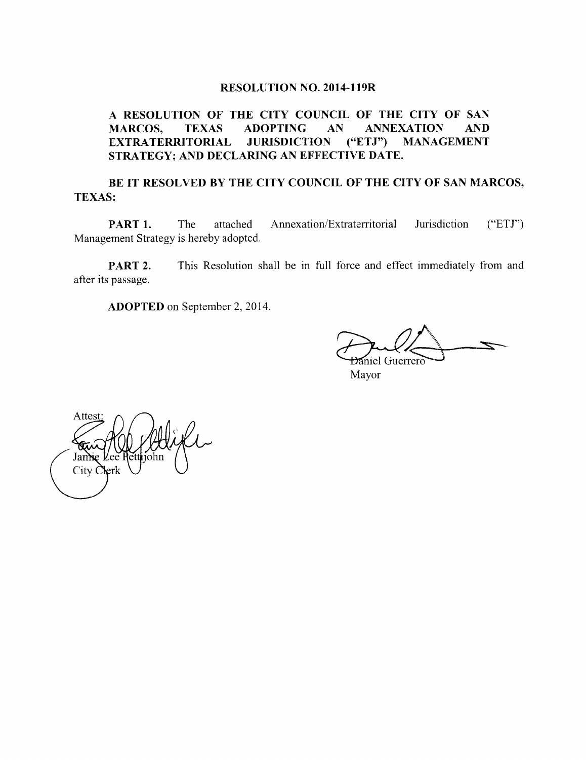# RESOLUTION NO. 2014-119R

**A RESOLUTION OF THE CITY COUNCIL OF THE CITY OF SAN MARCOS, TEXAS ADOPTING AN ANNEXATION AND EXTRATERRITORIAL JURISDICTION ("ETJ") MANAGEMENT STRATEGY; AND DECLARING AN EFFECTIVE DATE.**

**BE IT RESOLVED BY THE CITY COUNCIL OF THE CITY OF SAN MARCOS, TEXAS:**

**PART 1.** The attached Annexation/Extraterritorial Jurisdiction ("ETJ") Management Strategy is hereby adopted.

**PART 2.** This Resolution shall be in full force and effect immediately from and after its passage.

**ADOPTED** on September 2, 2014.

Daniel Guerrero
Mayor

Attest:

Jamie Lee Pettijohn
City Clerk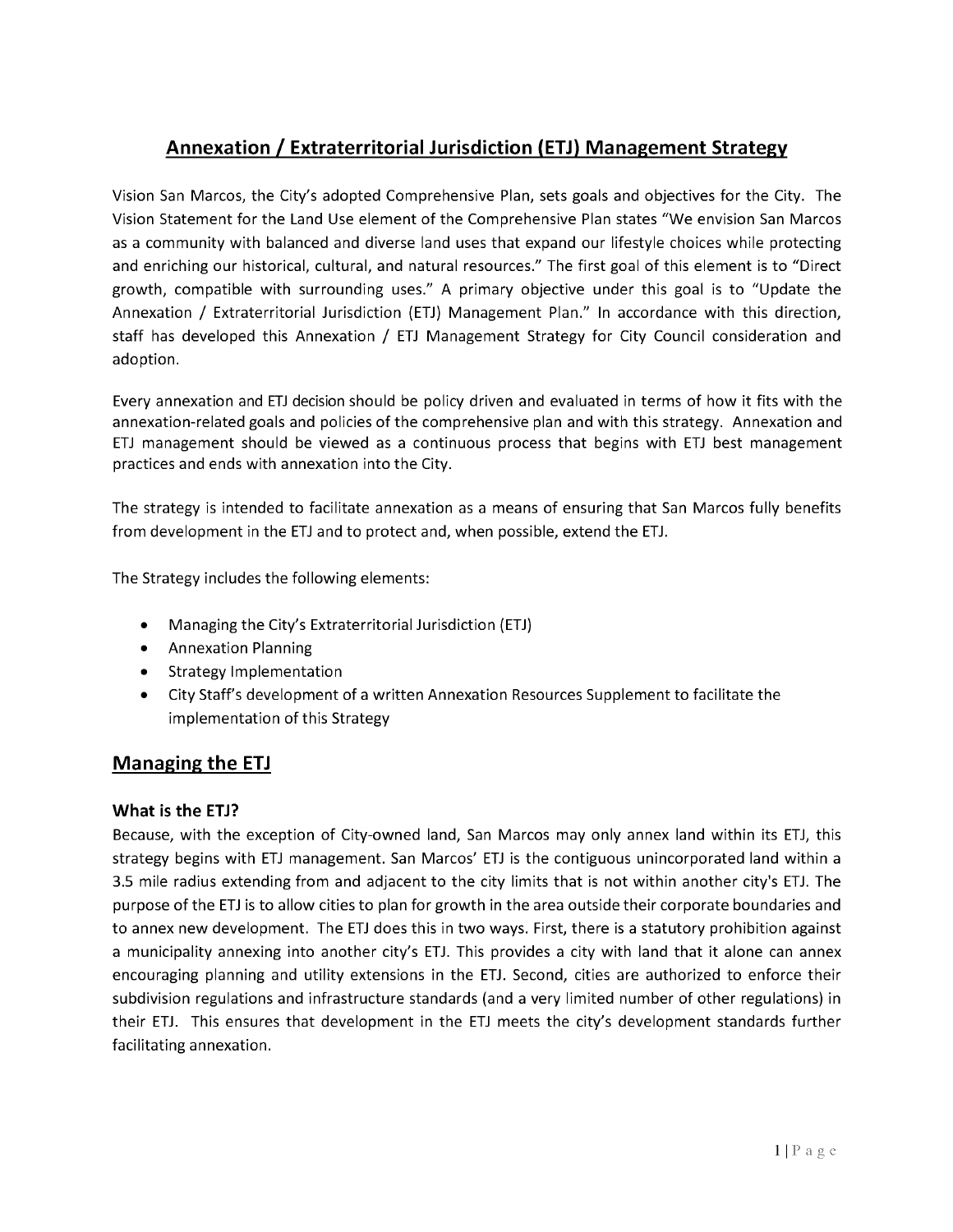# Annexation / Extraterritorial Jurisdiction (ETJ) Management Strategy

Vision San Marcos, the City's adopted Comprehensive Plan, sets goals and objectives for the City. The Vision Statement for the Land Use element of the Comprehensive Plan states "We envision San Marcos as a community with balanced and diverse land uses that expand our lifestyle choices while protecting and enriching our historical, cultural, and natural resources." The first goal of this element is to "Direct growth, compatible with surrounding uses." A primary objective under this goal is to "Update the Annexation / Extraterritorial Jurisdiction (ETJ) Management Plan." In accordance with this direction, staff has developed this Annexation / ETJ Management Strategy for City Council consideration and adoption.

Every annexation and ETJ decision should be policy driven and evaluated in terms of how it fits with the annexation-related goals and policies of the comprehensive plan and with this strategy. Annexation and ETJ management should be viewed as a continuous process that begins with ETJ best management practices and ends with annexation into the City.

The strategy is intended to facilitate annexation as a means of ensuring that San Marcos fully benefits from development in the ETJ and to protect and, when possible, extend the ETJ.

The Strategy includes the following elements:

- Managing the City's Extraterritorial Jurisdiction (ETJ)
- Annexation Planning
- Strategy Implementation
- City Staff's development of a written Annexation Resources Supplement to facilitate the implementation of this Strategy

## Managing the ETJ

### What is the ETJ?

Because, with the exception of City-owned land, San Marcos may only annex land within its ETJ, this strategy begins with ETJ management. San Marcos' ETJ is the contiguous unincorporated land within a 3.5 mile radius extending from and adjacent to the city limits that is not within another city's ETJ. The purpose of the ETJ is to allow cities to plan for growth in the area outside their corporate boundaries and to annex new development. The ETJ does this in two ways. First, there is a statutory prohibition against a municipality annexing into another city's ETJ. This provides a city with land that it alone can annex encouraging planning and utility extensions in the ETJ. Second, cities are authorized to enforce their subdivision regulations and infrastructure standards (and a very limited number of other regulations) in their ETJ. This ensures that development in the ETJ meets the city's development standards further facilitating annexation.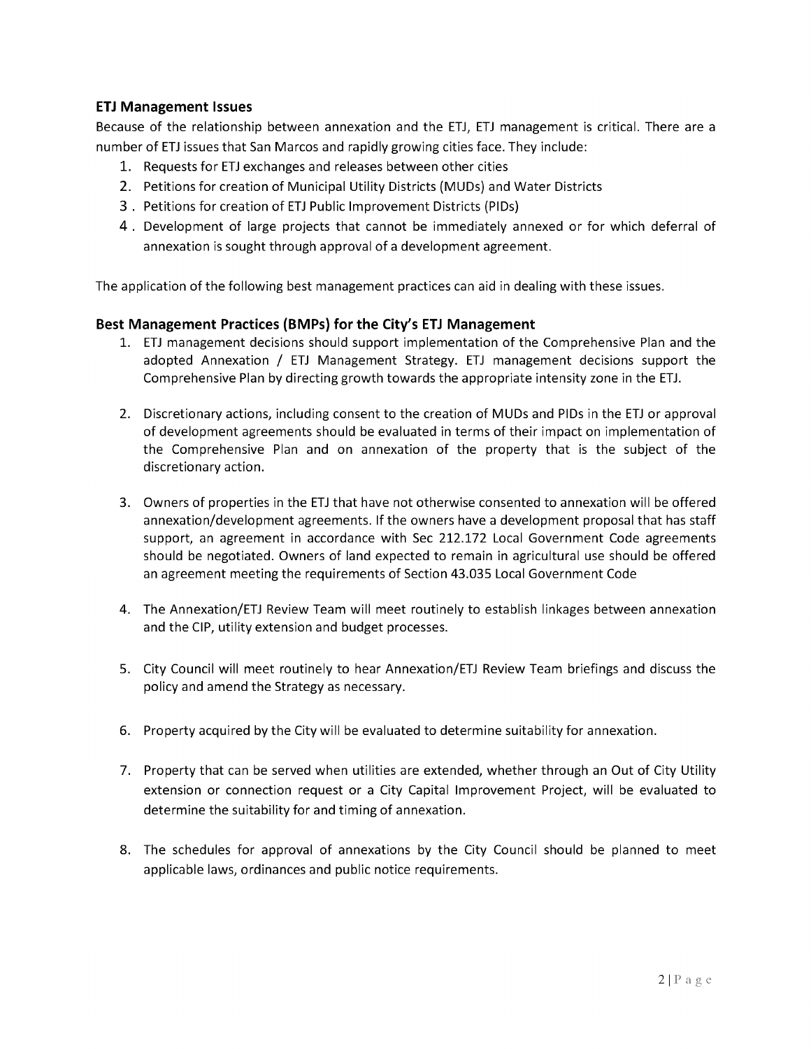## ETJ Management Issues

Because of the relationship between annexation and the ETJ, ETJ management is critical. There are a number of ETJ issues that San Marcos and rapidly growing cities face. They include:

1. Requests for ETJ exchanges and releases between other cities
2. Petitions for creation of Municipal Utility Districts (MUDs) and Water Districts
3. Petitions for creation of ETJ Public Improvement Districts (PIDs)
4. Development of large projects that cannot be immediately annexed or for which deferral of annexation is sought through approval of a development agreement.

The application of the following best management practices can aid in dealing with these issues.

## Best Management Practices (BMPs) for the City's ETJ Management

1. ETJ management decisions should support implementation of the Comprehensive Plan and the adopted Annexation / ETJ Management Strategy. ETJ management decisions support the Comprehensive Plan by directing growth towards the appropriate intensity zone in the ETJ.

2. Discretionary actions, including consent to the creation of MUDs and PIDs in the ETJ or approval of development agreements should be evaluated in terms of their impact on implementation of the Comprehensive Plan and on annexation of the property that is the subject of the discretionary action.

3. Owners of properties in the ETJ that have not otherwise consented to annexation will be offered annexation/development agreements. If the owners have a development proposal that has staff support, an agreement in accordance with Sec 212.172 Local Government Code agreements should be negotiated. Owners of land expected to remain in agricultural use should be offered an agreement meeting the requirements of Section 43.035 Local Government Code

4. The Annexation/ETJ Review Team will meet routinely to establish linkages between annexation and the CIP, utility extension and budget processes.

5. City Council will meet routinely to hear Annexation/ETJ Review Team briefings and discuss the policy and amend the Strategy as necessary.

6. Property acquired by the City will be evaluated to determine suitability for annexation.

7. Property that can be served when utilities are extended, whether through an Out of City Utility extension or connection request or a City Capital Improvement Project, will be evaluated to determine the suitability for and timing of annexation.

8. The schedules for approval of annexations by the City Council should be planned to meet applicable laws, ordinances and public notice requirements.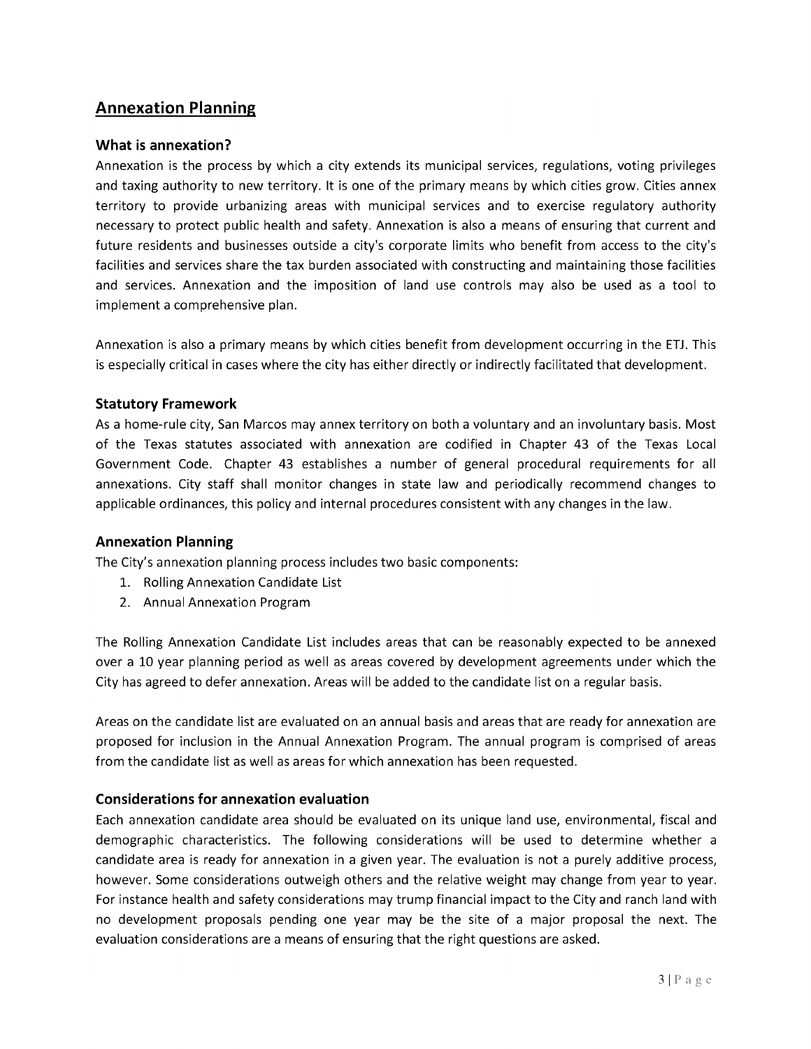## Annexation Planning

### What is annexation?

Annexation is the process by which a city extends its municipal services, regulations, voting privileges and taxing authority to new territory. It is one of the primary means by which cities grow. Cities annex territory to provide urbanizing areas with municipal services and to exercise regulatory authority necessary to protect public health and safety. Annexation is also a means of ensuring that current and future residents and businesses outside a city's corporate limits who benefit from access to the city's facilities and services share the tax burden associated with constructing and maintaining those facilities and services. Annexation and the imposition of land use controls may also be used as a tool to implement a comprehensive plan.

Annexation is also a primary means by which cities benefit from development occurring in the ETJ. This is especially critical in cases where the city has either directly or indirectly facilitated that development.

### Statutory Framework

As a home-rule city, San Marcos may annex territory on both a voluntary and an involuntary basis. Most of the Texas statutes associated with annexation are codified in Chapter 43 of the Texas Local Government Code. Chapter 43 establishes a number of general procedural requirements for all annexations. City staff shall monitor changes in state law and periodically recommend changes to applicable ordinances, this policy and internal procedures consistent with any changes in the law.

### Annexation Planning

The City's annexation planning process includes two basic components:

1. Rolling Annexation Candidate List
2. Annual Annexation Program

The Rolling Annexation Candidate List includes areas that can be reasonably expected to be annexed over a 10 year planning period as well as areas covered by development agreements under which the City has agreed to defer annexation. Areas will be added to the candidate list on a regular basis.

Areas on the candidate list are evaluated on an annual basis and areas that are ready for annexation are proposed for inclusion in the Annual Annexation Program. The annual program is comprised of areas from the candidate list as well as areas for which annexation has been requested.

### Considerations for annexation evaluation

Each annexation candidate area should be evaluated on its unique land use, environmental, fiscal and demographic characteristics. The following considerations will be used to determine whether a candidate area is ready for annexation in a given year. The evaluation is not a purely additive process, however. Some considerations outweigh others and the relative weight may change from year to year. For instance health and safety considerations may trump financial impact to the City and ranch land with no development proposals pending one year may be the site of a major proposal the next. The evaluation considerations are a means of ensuring that the right questions are asked.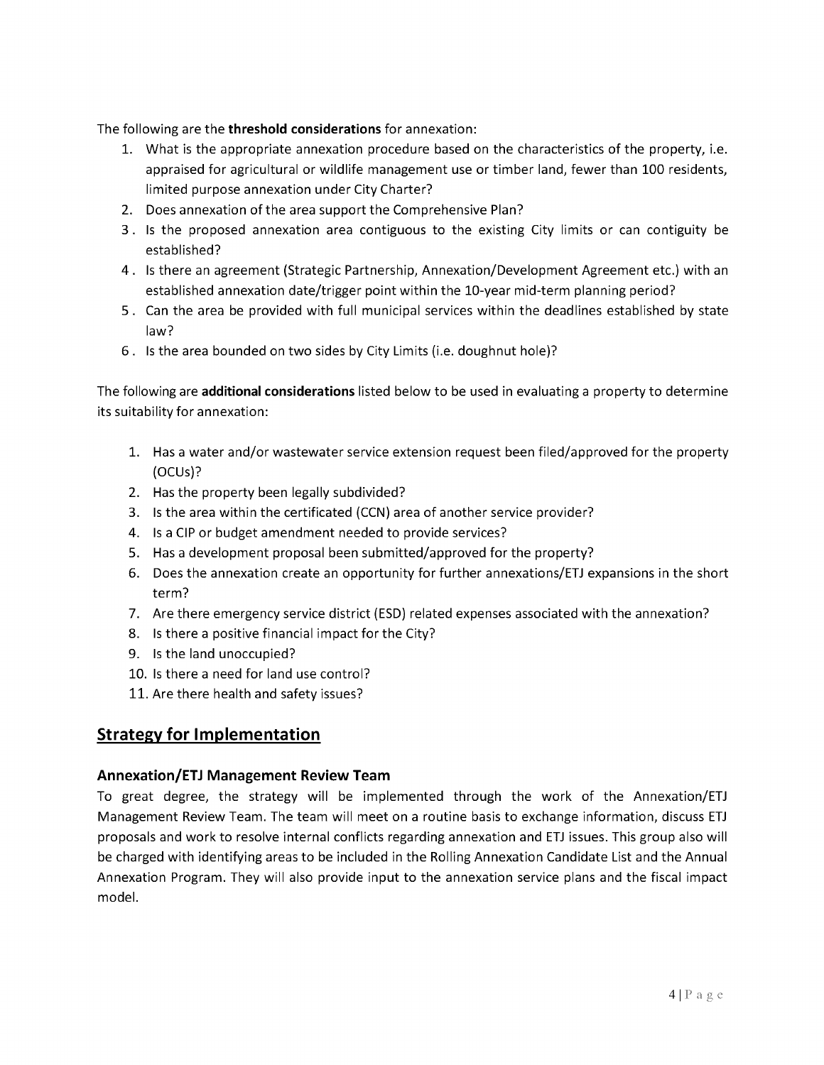The following are the **threshold considerations** for annexation:

1. What is the appropriate annexation procedure based on the characteristics of the property, i.e. appraised for agricultural or wildlife management use or timber land, fewer than 100 residents, limited purpose annexation under City Charter?
2. Does annexation of the area support the Comprehensive Plan?
3. Is the proposed annexation area contiguous to the existing City limits or can contiguity be established?
4. Is there an agreement (Strategic Partnership, Annexation/Development Agreement etc.) with an established annexation date/trigger point within the 10-year mid-term planning period?
5. Can the area be provided with full municipal services within the deadlines established by state law?
6. Is the area bounded on two sides by City Limits (i.e. doughnut hole)?

The following are **additional considerations** listed below to be used in evaluating a property to determine its suitability for annexation:

1. Has a water and/or wastewater service extension request been filed/approved for the property (OCUs)?
2. Has the property been legally subdivided?
3. Is the area within the certificated (CCN) area of another service provider?
4. Is a CIP or budget amendment needed to provide services?
5. Has a development proposal been submitted/approved for the property?
6. Does the annexation create an opportunity for further annexations/ETJ expansions in the short term?
7. Are there emergency service district (ESD) related expenses associated with the annexation?
8. Is there a positive financial impact for the City?
9. Is the land unoccupied?
10. Is there a need for land use control?
11. Are there health and safety issues?

## Strategy for Implementation

### Annexation/ETJ Management Review Team

To great degree, the strategy will be implemented through the work of the Annexation/ETJ Management Review Team. The team will meet on a routine basis to exchange information, discuss ETJ proposals and work to resolve internal conflicts regarding annexation and ETJ issues. This group also will be charged with identifying areas to be included in the Rolling Annexation Candidate List and the Annual Annexation Program. They will also provide input to the annexation service plans and the fiscal impact model.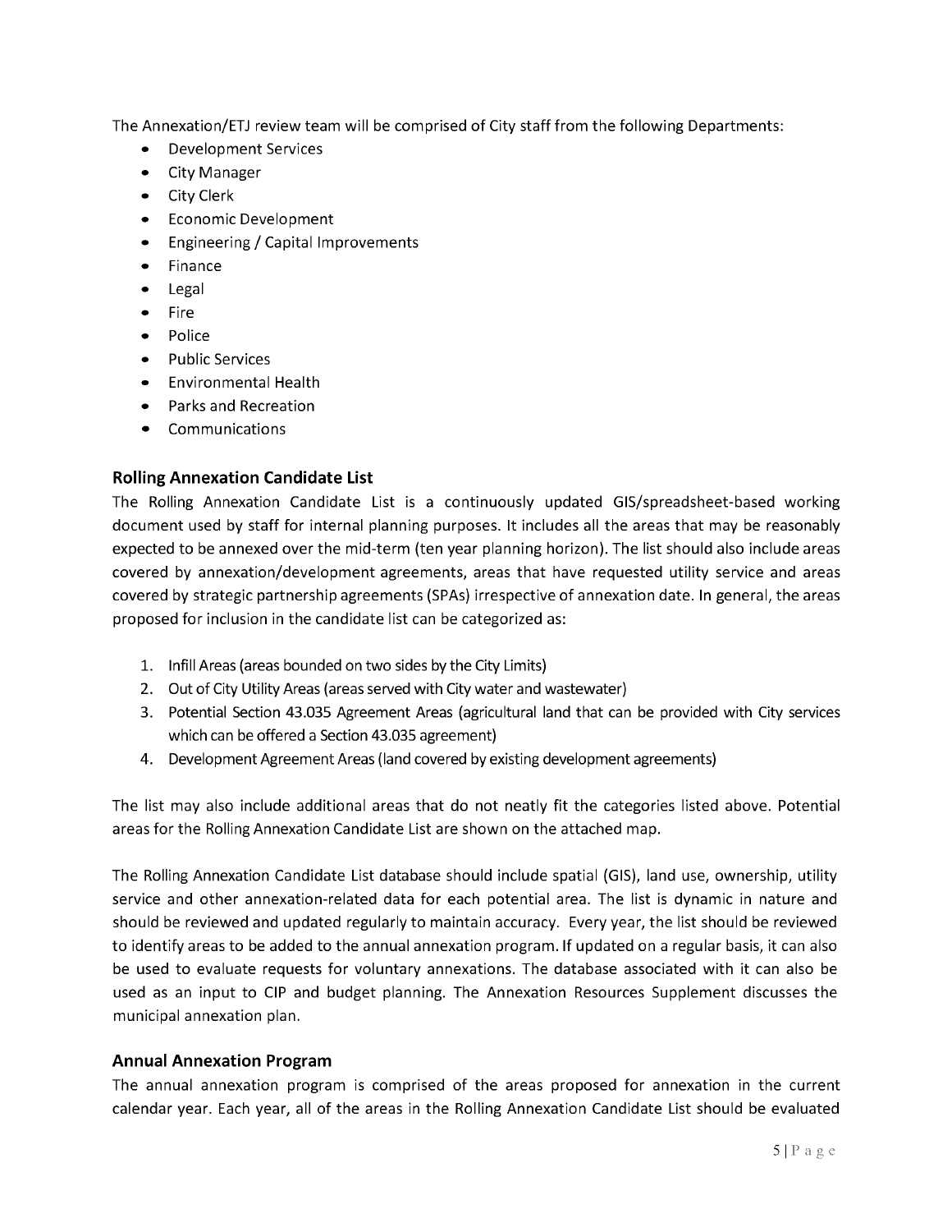The Annexation/ETJ review team will be comprised of City staff from the following Departments:

- Development Services
- City Manager
- City Clerk
- Economic Development
- Engineering / Capital Improvements
- Finance
- Legal
- Fire
- Police
- Public Services
- Environmental Health
- Parks and Recreation
- Communications

### Rolling Annexation Candidate List

The Rolling Annexation Candidate List is a continuously updated GIS/spreadsheet-based working document used by staff for internal planning purposes. It includes all the areas that may be reasonably expected to be annexed over the mid-term (ten year planning horizon). The list should also include areas covered by annexation/development agreements, areas that have requested utility service and areas covered by strategic partnership agreements (SPAs) irrespective of annexation date. In general, the areas proposed for inclusion in the candidate list can be categorized as:

1. Infill Areas (areas bounded on two sides by the City Limits)
2. Out of City Utility Areas (areas served with City water and wastewater)
3. Potential Section 43.035 Agreement Areas (agricultural land that can be provided with City services which can be offered a Section 43.035 agreement)
4. Development Agreement Areas (land covered by existing development agreements)

The list may also include additional areas that do not neatly fit the categories listed above. Potential areas for the Rolling Annexation Candidate List are shown on the attached map.

The Rolling Annexation Candidate List database should include spatial (GIS), land use, ownership, utility service and other annexation-related data for each potential area. The list is dynamic in nature and should be reviewed and updated regularly to maintain accuracy. Every year, the list should be reviewed to identify areas to be added to the annual annexation program. If updated on a regular basis, it can also be used to evaluate requests for voluntary annexations. The database associated with it can also be used as an input to CIP and budget planning. The Annexation Resources Supplement discusses the municipal annexation plan.

### Annual Annexation Program

The annual annexation program is comprised of the areas proposed for annexation in the current calendar year. Each year, all of the areas in the Rolling Annexation Candidate List should be evaluated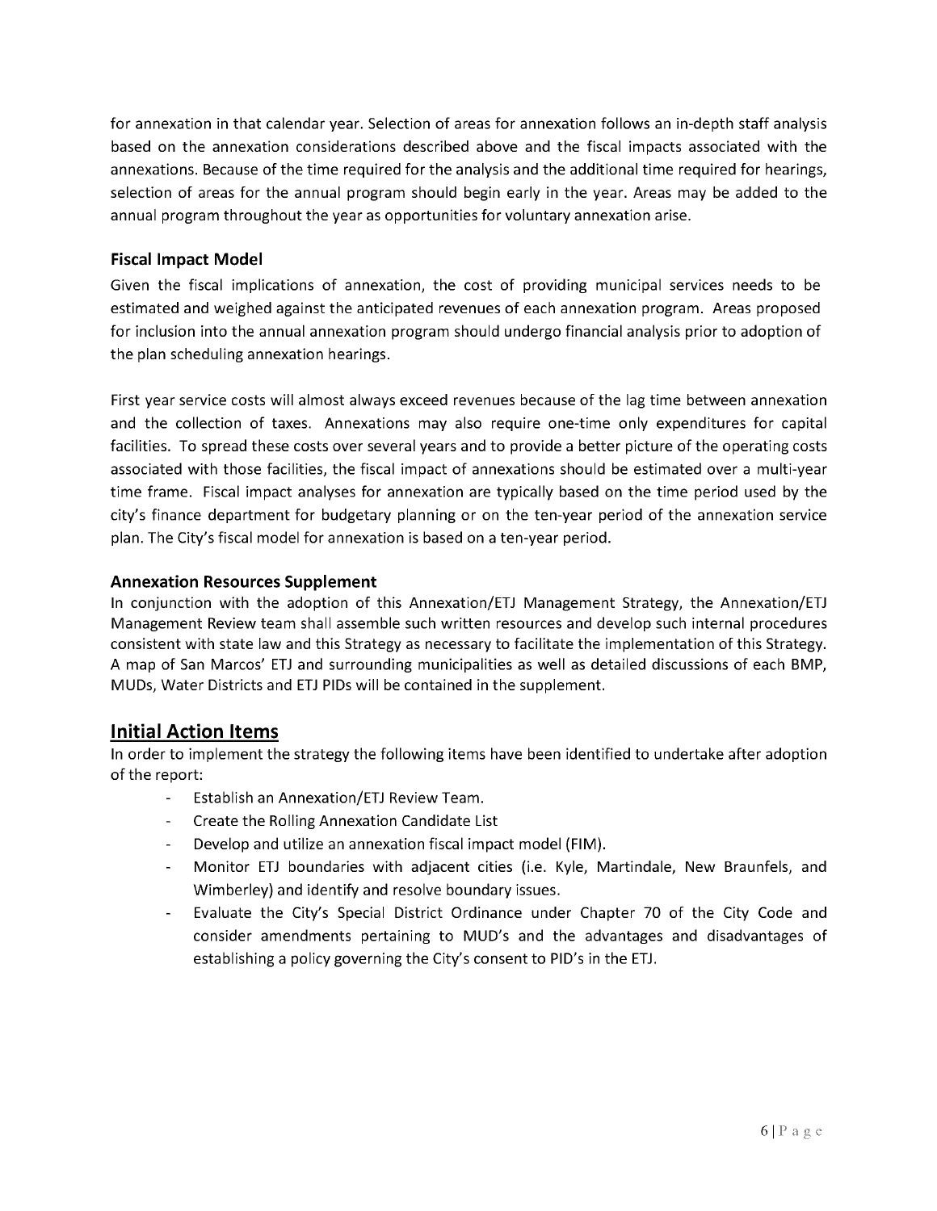for annexation in that calendar year. Selection of areas for annexation follows an in-depth staff analysis based on the annexation considerations described above and the fiscal impacts associated with the annexations. Because of the time required for the analysis and the additional time required for hearings, selection of areas for the annual program should begin early in the year. Areas may be added to the annual program throughout the year as opportunities for voluntary annexation arise.

### Fiscal Impact Model

Given the fiscal implications of annexation, the cost of providing municipal services needs to be estimated and weighed against the anticipated revenues of each annexation program. Areas proposed for inclusion into the annual annexation program should undergo financial analysis prior to adoption of the plan scheduling annexation hearings.

First year service costs will almost always exceed revenues because of the lag time between annexation and the collection of taxes. Annexations may also require one-time only expenditures for capital facilities. To spread these costs over several years and to provide a better picture of the operating costs associated with those facilities, the fiscal impact of annexations should be estimated over a multi-year time frame. Fiscal impact analyses for annexation are typically based on the time period used by the city's finance department for budgetary planning or on the ten-year period of the annexation service plan. The City's fiscal model for annexation is based on a ten-year period.

### Annexation Resources Supplement

In conjunction with the adoption of this Annexation/ETJ Management Strategy, the Annexation/ETJ Management Review team shall assemble such written resources and develop such internal procedures consistent with state law and this Strategy as necessary to facilitate the implementation of this Strategy. A map of San Marcos' ETJ and surrounding municipalities as well as detailed discussions of each BMP, MUDs, Water Districts and ETJ PIDs will be contained in the supplement.

## Initial Action Items

In order to implement the strategy the following items have been identified to undertake after adoption of the report:

- Establish an Annexation/ETJ Review Team.
- Create the Rolling Annexation Candidate List
- Develop and utilize an annexation fiscal impact model (FIM).
- Monitor ETJ boundaries with adjacent cities (i.e. Kyle, Martindale, New Braunfels, and Wimberley) and identify and resolve boundary issues.
- Evaluate the City's Special District Ordinance under Chapter 70 of the City Code and consider amendments pertaining to MUD's and the advantages and disadvantages of establishing a policy governing the City's consent to PID's in the ETJ.